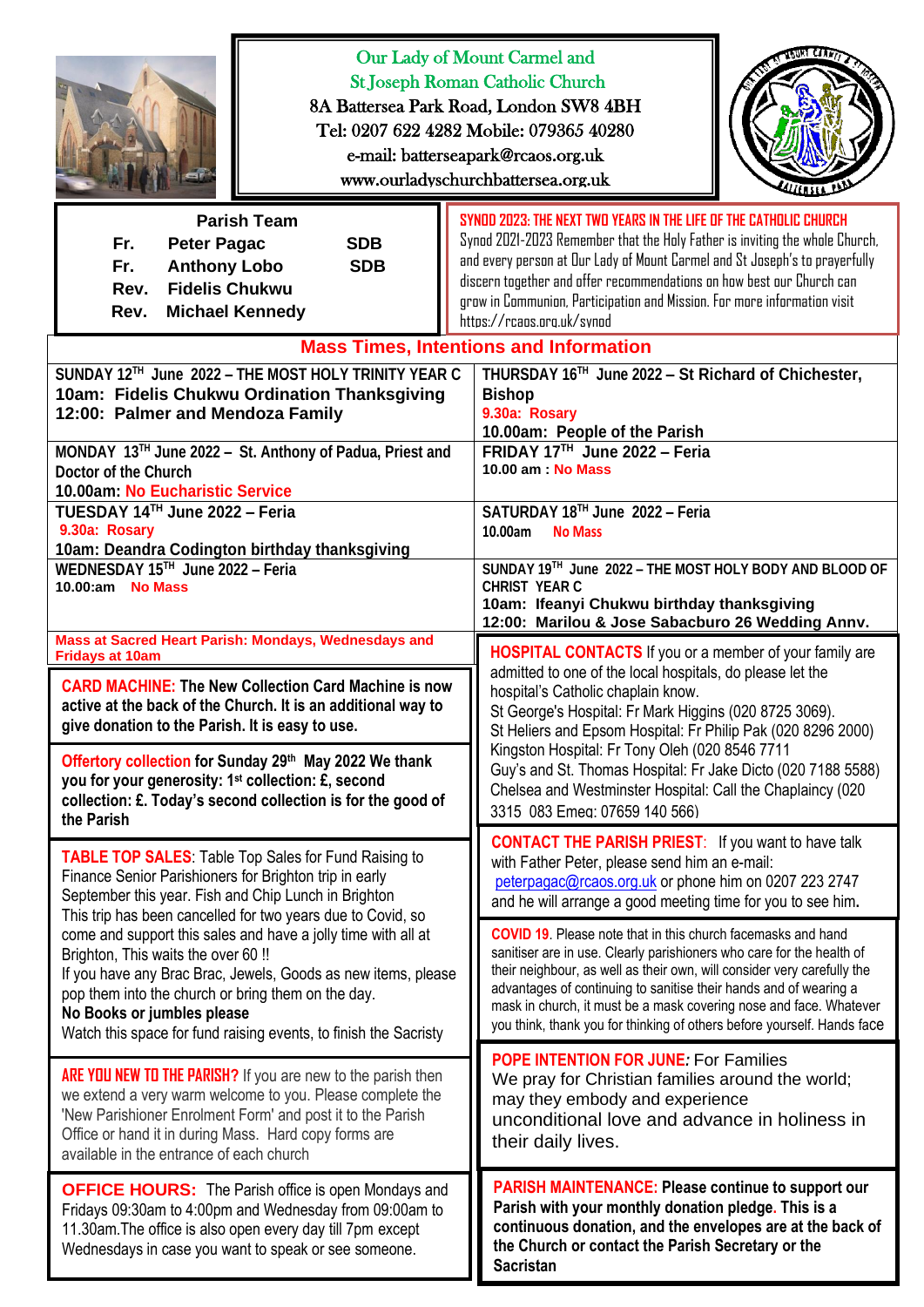# Our Lady of Mount Carmel and St Joseph Roman Catholic Church

8A Battersea Park Road, London SW8 4BH
Tel: 0207 622 4282 Mobile: 079365 40280
e-mail: batterseapark@rcaos.org.uk
www.ourladyschurchbattersea.org.uk

## Parish Team

Fr. Peter Pagac SDB
Fr. Anthony Lobo SDB
Rev. Fidelis Chukwu
Rev. Michael Kennedy

**SYNOD 2023: THE NEXT TWO YEARS IN THE LIFE OF THE CATHOLIC CHURCH**
Synod 2021-2023 Remember that the Holy Father is inviting the whole Church, and every person at Our Lady of Mount Carmel and St Joseph's to prayerfully discern together and offer recommendations on how best our Church can grow in Communion, Participation and Mission. For more information visit https://rcaos.org.uk/synod

## Mass Times, Intentions and Information

**SUNDAY 12TH June 2022 – THE MOST HOLY TRINITY YEAR C**
**10am: Fidelis Chukwu Ordination Thanksgiving**
**12:00: Palmer and Mendoza Family**

**MONDAY 13TH June 2022 – St. Anthony of Padua, Priest and Doctor of the Church**
10.00am: No Eucharistic Service

**TUESDAY 14TH June 2022 – Feria**
9.30a: Rosary
10am: Deandra Codington birthday thanksgiving

**WEDNESDAY 15TH June 2022 – Feria**
10.00:am No Mass

**THURSDAY 16TH June 2022 – St Richard of Chichester, Bishop**
9.30a: Rosary
10.00am: People of the Parish

**FRIDAY 17TH June 2022 – Feria**
10.00 am : No Mass

**SATURDAY 18TH June 2022 – Feria**
10.00am No Mass

**SUNDAY 19TH June 2022 – THE MOST HOLY BODY AND BLOOD OF CHRIST YEAR C**
**10am: Ifeanyi Chukwu birthday thanksgiving**
**12:00: Marilou & Jose Sabacburo 26 Wedding Annv.**

**Mass at Sacred Heart Parish: Mondays, Wednesdays and Fridays at 10am**

**CARD MACHINE:** The New Collection Card Machine is now active at the back of the Church. It is an additional way to give donation to the Parish. It is easy to use.

**Offertory collection** for Sunday 29th May 2022 We thank you for your generosity: 1st collection: £, second collection: £. Today's second collection is for the good of the Parish

**TABLE TOP SALES**: Table Top Sales for Fund Raising to Finance Senior Parishioners for Brighton trip in early September this year. Fish and Chip Lunch in Brighton This trip has been cancelled for two years due to Covid, so come and support this sales and have a jolly time with all at Brighton, This waits the over 60 !!
If you have any Brac Brac, Jewels, Goods as new items, please pop them into the church or bring them on the day.
**No Books or jumbles please**
Watch this space for fund raising events, to finish the Sacristy

**ARE YOU NEW TO THE PARISH?** If you are new to the parish then we extend a very warm welcome to you. Please complete the 'New Parishioner Enrolment Form' and post it to the Parish Office or hand it in during Mass. Hard copy forms are available in the entrance of each church

**OFFICE HOURS:** The Parish office is open Mondays and Fridays 09:30am to 4:00pm and Wednesday from 09:00am to 11.30am.The office is also open every day till 7pm except Wednesdays in case you want to speak or see someone.

**HOSPITAL CONTACTS** If you or a member of your family are admitted to one of the local hospitals, do please let the hospital's Catholic chaplain know.
St George's Hospital: Fr Mark Higgins (020 8725 3069).
St Heliers and Epsom Hospital: Fr Philip Pak (020 8296 2000)
Kingston Hospital: Fr Tony Oleh (020 8546 7711
Guy's and St. Thomas Hospital: Fr Jake Dicto (020 7188 5588)
Chelsea and Westminster Hospital: Call the Chaplaincy (020 3315 083 Emeg: 07659 140 566)

**CONTACT THE PARISH PRIEST**: If you want to have talk with Father Peter, please send him an e-mail: peterpagac@rcaos.org.uk or phone him on 0207 223 2747 and he will arrange a good meeting time for you to see him.

**COVID 19.** Please note that in this church facemasks and hand sanitiser are in use. Clearly parishioners who care for the health of their neighbour, as well as their own, will consider very carefully the advantages of continuing to sanitise their hands and of wearing a mask in church, it must be a mask covering nose and face. Whatever you think, thank you for thinking of others before yourself. Hands face

**POPE INTENTION FOR JUNE:** For Families
We pray for Christian families around the world; may they embody and experience unconditional love and advance in holiness in their daily lives.

**PARISH MAINTENANCE:** Please continue to support our Parish with your monthly donation pledge. This is a continuous donation, and the envelopes are at the back of the Church or contact the Parish Secretary or the Sacristan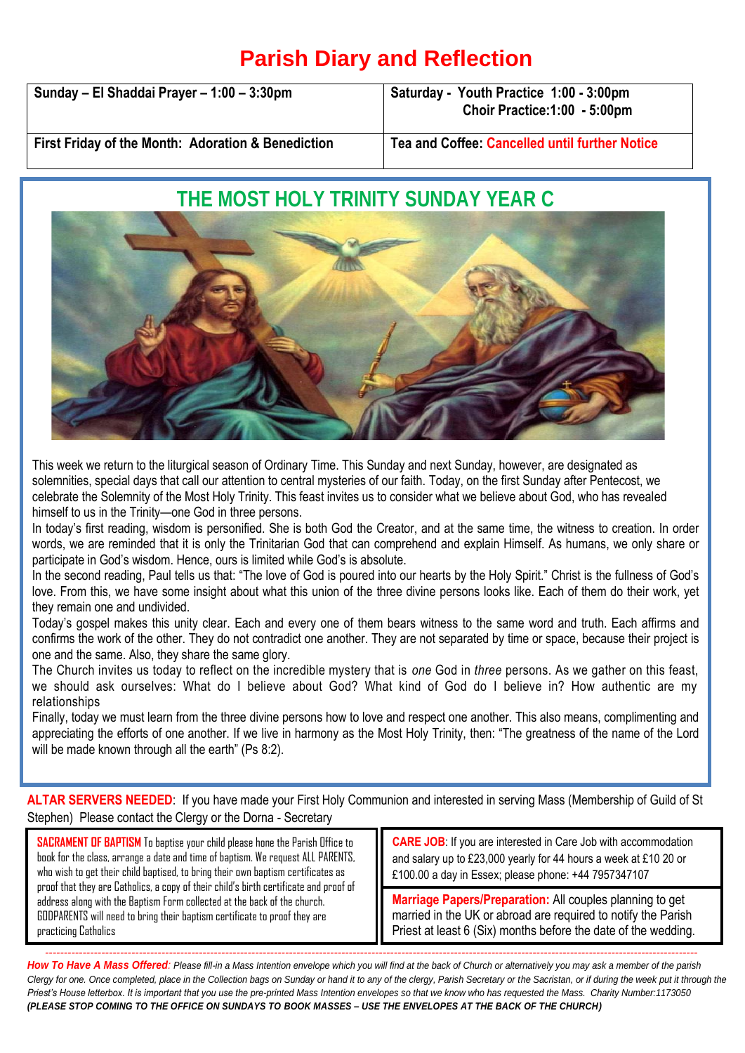# Parish Diary and Reflection

| | |
|---|---|
| **Sunday – El Shaddai Prayer – 1:00 – 3:30pm** | **Saturday - Youth Practice 1:00 - 3:00pm** **Choir Practice:1:00 - 5:00pm** |
| **First Friday of the Month: Adoration & Benediction** | **Tea and Coffee: Cancelled until further Notice** |

## THE MOST HOLY TRINITY SUNDAY YEAR C

This week we return to the liturgical season of Ordinary Time. This Sunday and next Sunday, however, are designated as solemnities, special days that call our attention to central mysteries of our faith. Today, on the first Sunday after Pentecost, we celebrate the Solemnity of the Most Holy Trinity. This feast invites us to consider what we believe about God, who has revealed himself to us in the Trinity—one God in three persons.

In today's first reading, wisdom is personified. She is both God the Creator, and at the same time, the witness to creation. In order words, we are reminded that it is only the Trinitarian God that can comprehend and explain Himself. As humans, we only share or participate in God's wisdom. Hence, ours is limited while God's is absolute.

In the second reading, Paul tells us that: "The love of God is poured into our hearts by the Holy Spirit." Christ is the fullness of God's love. From this, we have some insight about what this union of the three divine persons looks like. Each of them do their work, yet they remain one and undivided.

Today's gospel makes this unity clear. Each and every one of them bears witness to the same word and truth. Each affirms and confirms the work of the other. They do not contradict one another. They are not separated by time or space, because their project is one and the same. Also, they share the same glory.

The Church invites us today to reflect on the incredible mystery that is *one* God in *three* persons. As we gather on this feast, we should ask ourselves: What do I believe about God? What kind of God do I believe in? How authentic are my relationships

Finally, today we must learn from the three divine persons how to love and respect one another. This also means, complimenting and appreciating the efforts of one another. If we live in harmony as the Most Holy Trinity, then: "The greatness of the name of the Lord will be made known through all the earth" (Ps 8:2).

**ALTAR SERVERS NEEDED**: If you have made your First Holy Communion and interested in serving Mass (Membership of Guild of St Stephen) Please contact the Clergy or the Dorna - Secretary

**SACRAMENT OF BAPTISM** To baptise your child please hone the Parish Office to book for the class, arrange a date and time of baptism. We request ALL PARENTS, who wish to get their child baptised, to bring their own baptism certificates as proof that they are Catholics, a copy of their child's birth certificate and proof of address along with the Baptism Form collected at the back of the church. GODPARENTS will need to bring their baptism certificate to proof they are practicing Catholics

**CARE JOB**: If you are interested in Care Job with accommodation and salary up to £23,000 yearly for 44 hours a week at £10 20 or £100.00 a day in Essex; please phone: +44 7957347107

**Marriage Papers/Preparation:** All couples planning to get married in the UK or abroad are required to notify the Parish Priest at least 6 (Six) months before the date of the wedding.

***How To Have A Mass Offered***: *Please fill-in a Mass Intention envelope which you will find at the back of Church or alternatively you may ask a member of the parish Clergy for one. Once completed, place in the Collection bags on Sunday or hand it to any of the clergy, Parish Secretary or the Sacristan, or if during the week put it through the Priest's House letterbox. It is important that you use the pre-printed Mass Intention envelopes so that we know who has requested the Mass. Charity Number:1173050*

***(PLEASE STOP COMING TO THE OFFICE ON SUNDAYS TO BOOK MASSES – USE THE ENVELOPES AT THE BACK OF THE CHURCH)***